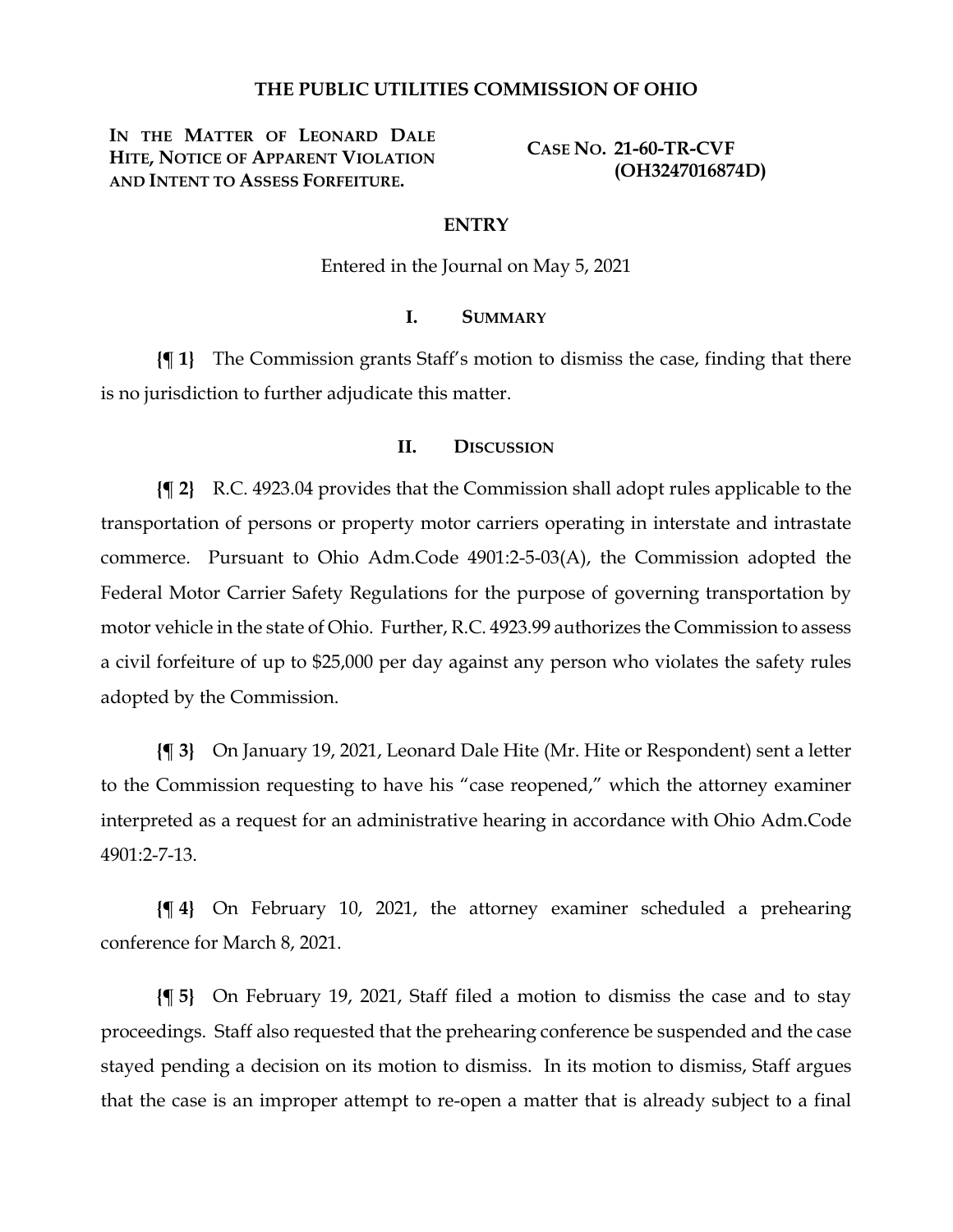# THE PUBLIC UTILITIES COMMISSION OF OHIO

**IN THE MATTER OF LEONARD DALE HITE, NOTICE OF APPARENT VIOLATION AND INTENT TO ASSESS FORFEITURE.**

**CASE NO. 21-60-TR-CVF (OH3247016874D)**

## ENTRY

Entered in the Journal on May 5, 2021

## I. SUMMARY

**{¶ 1}** The Commission grants Staff's motion to dismiss the case, finding that there is no jurisdiction to further adjudicate this matter.

## II. DISCUSSION

**{¶ 2}** R.C. 4923.04 provides that the Commission shall adopt rules applicable to the transportation of persons or property motor carriers operating in interstate and intrastate commerce. Pursuant to Ohio Adm.Code 4901:2-5-03(A), the Commission adopted the Federal Motor Carrier Safety Regulations for the purpose of governing transportation by motor vehicle in the state of Ohio. Further, R.C. 4923.99 authorizes the Commission to assess a civil forfeiture of up to $25,000 per day against any person who violates the safety rules adopted by the Commission.

**{¶ 3}** On January 19, 2021, Leonard Dale Hite (Mr. Hite or Respondent) sent a letter to the Commission requesting to have his "case reopened," which the attorney examiner interpreted as a request for an administrative hearing in accordance with Ohio Adm.Code 4901:2-7-13.

**{¶ 4}** On February 10, 2021, the attorney examiner scheduled a prehearing conference for March 8, 2021.

**{¶ 5}** On February 19, 2021, Staff filed a motion to dismiss the case and to stay proceedings. Staff also requested that the prehearing conference be suspended and the case stayed pending a decision on its motion to dismiss. In its motion to dismiss, Staff argues that the case is an improper attempt to re-open a matter that is already subject to a final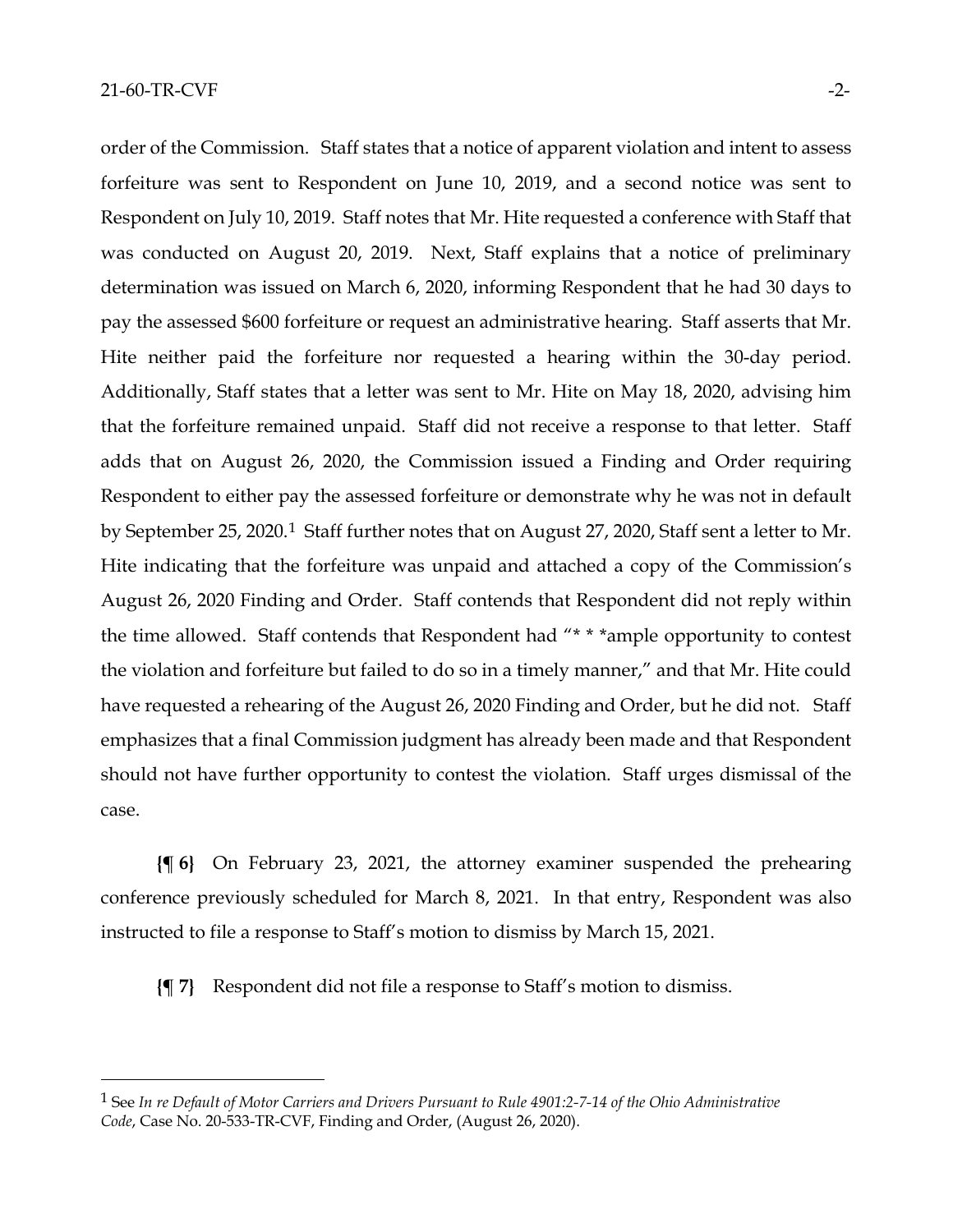order of the Commission. Staff states that a notice of apparent violation and intent to assess forfeiture was sent to Respondent on June 10, 2019, and a second notice was sent to Respondent on July 10, 2019. Staff notes that Mr. Hite requested a conference with Staff that was conducted on August 20, 2019. Next, Staff explains that a notice of preliminary determination was issued on March 6, 2020, informing Respondent that he had 30 days to pay the assessed $600 forfeiture or request an administrative hearing. Staff asserts that Mr. Hite neither paid the forfeiture nor requested a hearing within the 30-day period. Additionally, Staff states that a letter was sent to Mr. Hite on May 18, 2020, advising him that the forfeiture remained unpaid. Staff did not receive a response to that letter. Staff adds that on August 26, 2020, the Commission issued a Finding and Order requiring Respondent to either pay the assessed forfeiture or demonstrate why he was not in default by September 25, 2020.[1] Staff further notes that on August 27, 2020, Staff sent a letter to Mr. Hite indicating that the forfeiture was unpaid and attached a copy of the Commission's August 26, 2020 Finding and Order. Staff contends that Respondent did not reply within the time allowed. Staff contends that Respondent had "* * *ample opportunity to contest the violation and forfeiture but failed to do so in a timely manner," and that Mr. Hite could have requested a rehearing of the August 26, 2020 Finding and Order, but he did not. Staff emphasizes that a final Commission judgment has already been made and that Respondent should not have further opportunity to contest the violation. Staff urges dismissal of the case.

**{¶ 6}** On February 23, 2021, the attorney examiner suspended the prehearing conference previously scheduled for March 8, 2021. In that entry, Respondent was also instructed to file a response to Staff's motion to dismiss by March 15, 2021.

**{¶ 7}** Respondent did not file a response to Staff's motion to dismiss.

---

[1] See *In re Default of Motor Carriers and Drivers Pursuant to Rule 4901:2-7-14 of the Ohio Administrative Code*, Case No. 20-533-TR-CVF, Finding and Order, (August 26, 2020).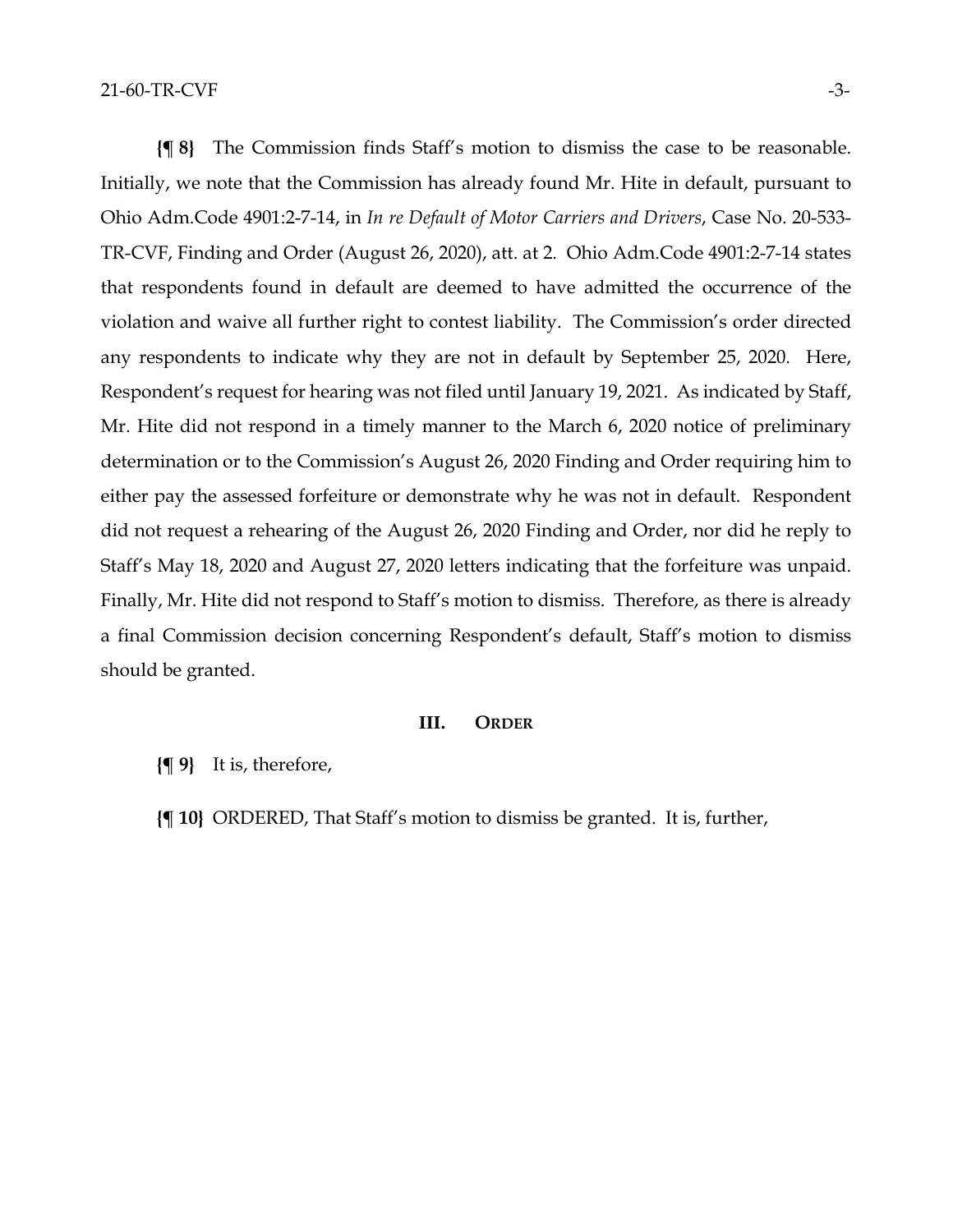**{¶ 8}** The Commission finds Staff's motion to dismiss the case to be reasonable. Initially, we note that the Commission has already found Mr. Hite in default, pursuant to Ohio Adm.Code 4901:2-7-14, in *In re Default of Motor Carriers and Drivers*, Case No. 20-533-TR-CVF, Finding and Order (August 26, 2020), att. at 2. Ohio Adm.Code 4901:2-7-14 states that respondents found in default are deemed to have admitted the occurrence of the violation and waive all further right to contest liability. The Commission's order directed any respondents to indicate why they are not in default by September 25, 2020. Here, Respondent's request for hearing was not filed until January 19, 2021. As indicated by Staff, Mr. Hite did not respond in a timely manner to the March 6, 2020 notice of preliminary determination or to the Commission's August 26, 2020 Finding and Order requiring him to either pay the assessed forfeiture or demonstrate why he was not in default. Respondent did not request a rehearing of the August 26, 2020 Finding and Order, nor did he reply to Staff's May 18, 2020 and August 27, 2020 letters indicating that the forfeiture was unpaid. Finally, Mr. Hite did not respond to Staff's motion to dismiss. Therefore, as there is already a final Commission decision concerning Respondent's default, Staff's motion to dismiss should be granted.

## III. ORDER

**{¶ 9}** It is, therefore,

**{¶ 10}** ORDERED, That Staff's motion to dismiss be granted. It is, further,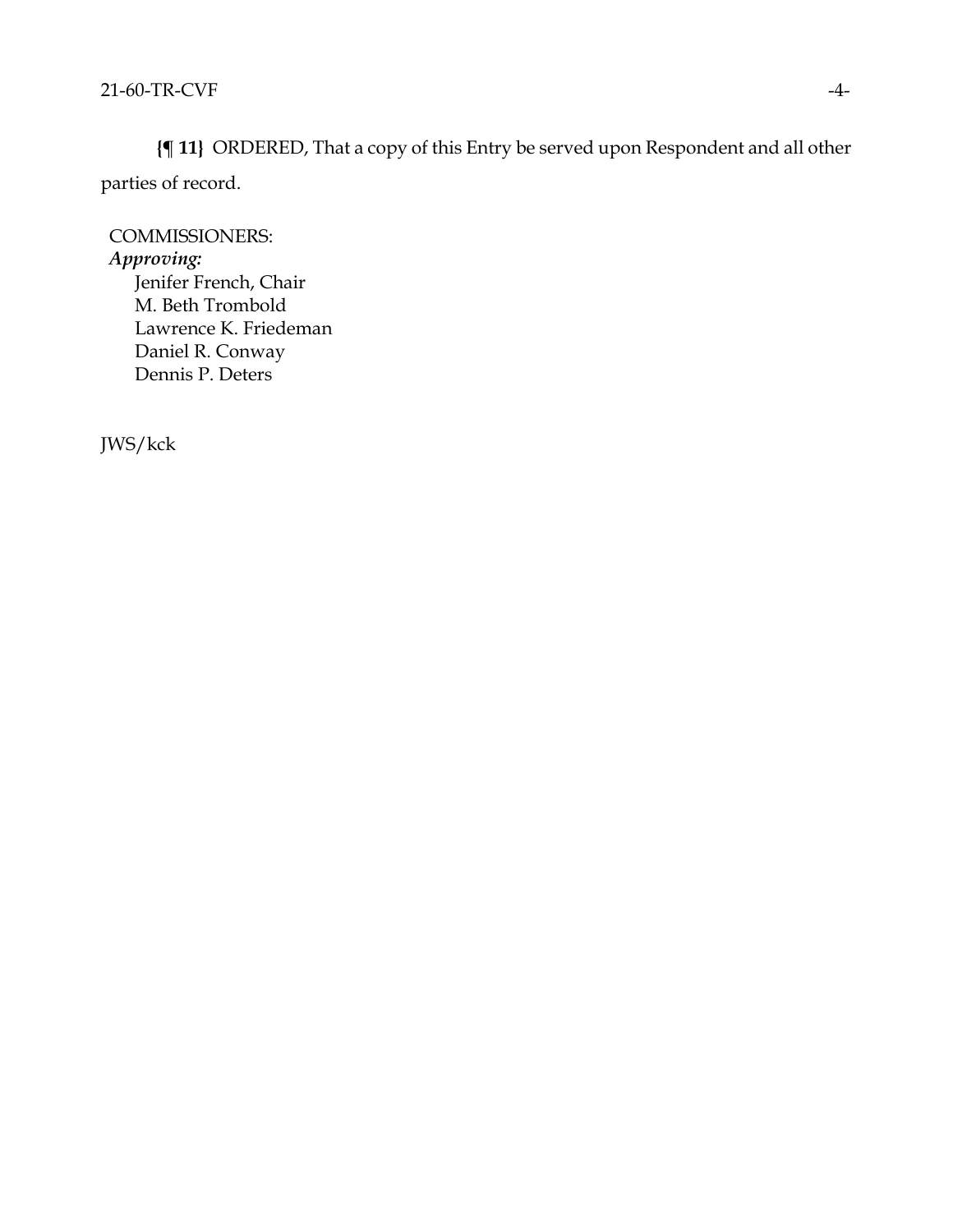**{¶ 11}** ORDERED, That a copy of this Entry be served upon Respondent and all other parties of record.

COMMISSIONERS:

*Approving:*

Jenifer French, Chair
M. Beth Trombold
Lawrence K. Friedeman
Daniel R. Conway
Dennis P. Deters

JWS/kck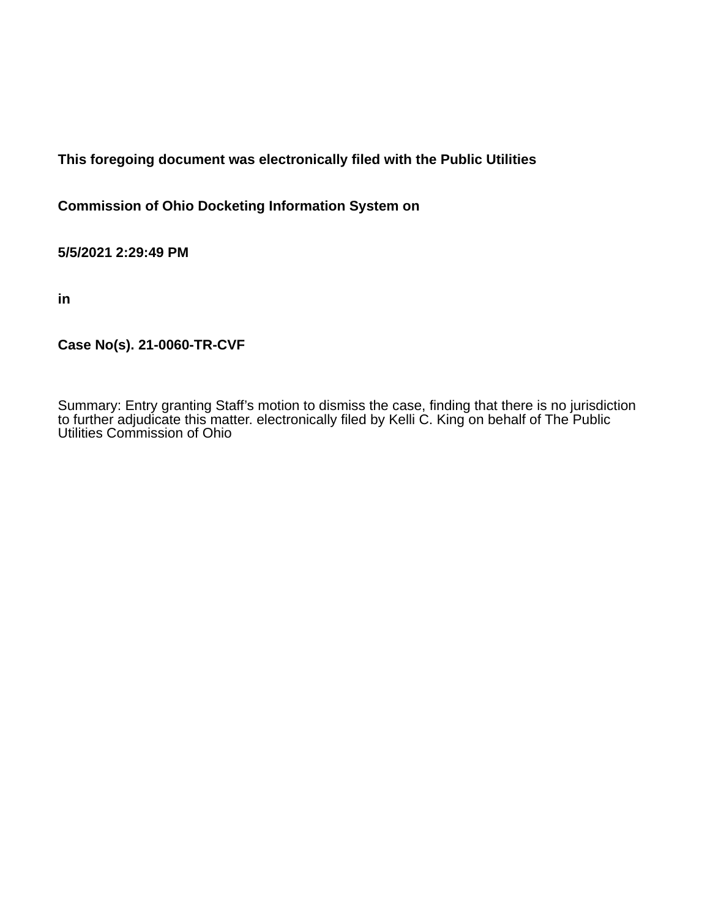**This foregoing document was electronically filed with the Public Utilities**

**Commission of Ohio Docketing Information System on**

**5/5/2021 2:29:49 PM**

**in**

**Case No(s). 21-0060-TR-CVF**

Summary: Entry granting Staff’s motion to dismiss the case, finding that there is no jurisdiction to further adjudicate this matter. electronically filed by Kelli C. King on behalf of The Public Utilities Commission of Ohio